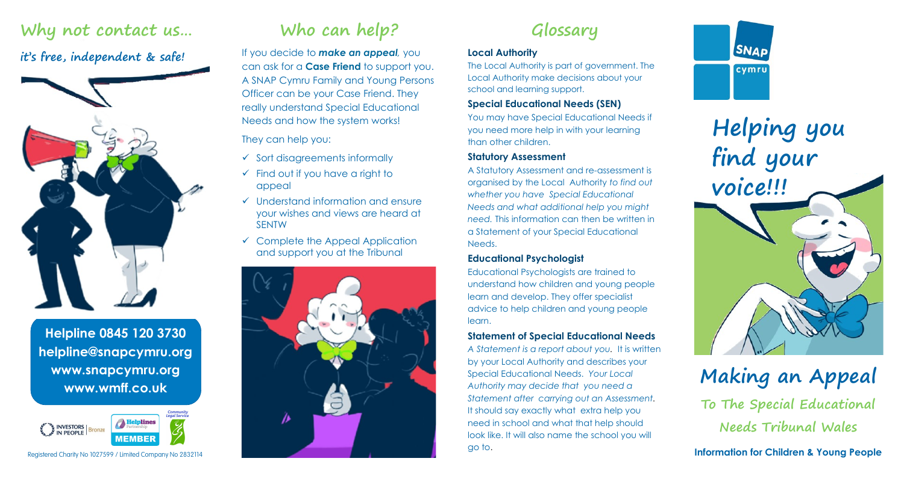## Why not contact us...

**it's free, independent & safe!**

**Helpline 0845 120 3730**
**helpline@snapcymru.org**
**www.snapcymru.org**
**www.wmff.co.uk**

INVESTORS IN PEOPLE Bronze | Helplines Partnership MEMBER | Community Legal Service

Registered Charity No 1027599 / Limited Company No 2832114

## Who can help?

If you decide to ***make an appeal**,* you can ask for a **Case Friend** to support you. A SNAP Cymru Family and Young Persons Officer can be your Case Friend. They really understand Special Educational Needs and how the system works!

They can help you:

- ✓ Sort disagreements informally
- ✓ Find out if you have a right to appeal
- ✓ Understand information and ensure your wishes and views are heard at SENTW
- ✓ Complete the Appeal Application and support you at the Tribunal

## Glossary

**Local Authority**

The Local Authority is part of government. The Local Authority make decisions about your school and learning support.

**Special Educational Needs (SEN)**

You may have Special Educational Needs if you need more help in with your learning than other children.

**Statutory Assessment**

A Statutory Assessment and re-assessment is organised by the Local Authority *to find out whether you have Special Educational Needs and what additional help you might need.* This information can then be written in a Statement of your Special Educational Needs.

**Educational Psychologist**

Educational Psychologists are trained to understand how children and young people learn and develop. They offer specialist advice to help children and young people learn.

**Statement of Special Educational Needs**

*A Statement is a report about you.* It is written by your Local Authority and describes your Special Educational Needs. *Your Local Authority may decide that you need a Statement after carrying out an Assessment.* It should say exactly what extra help you need in school and what that help should look like. It will also name the school you will go to.

SNAP cymru

# Helping you find your voice!!!

# Making an Appeal

## To The Special Educational Needs Tribunal Wales

**Information for Children & Young People**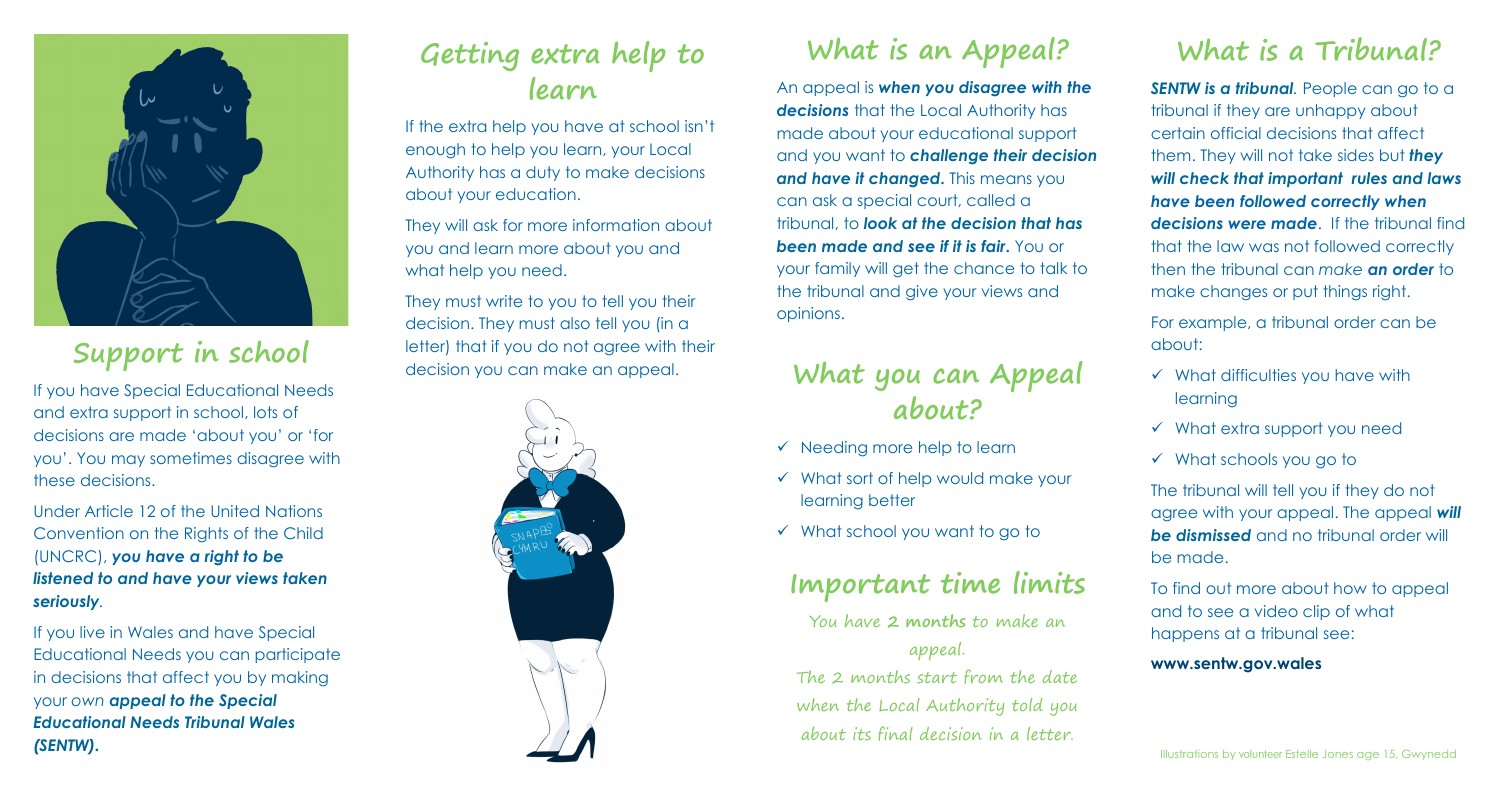## Support in school

If you have Special Educational Needs and extra support in school, lots of decisions are made 'about you' or 'for you'. You may sometimes disagree with these decisions.

Under Article 12 of the United Nations Convention on the Rights of the Child (UNCRC), ***you have a right to be listened to and have your views taken seriously***.

If you live in Wales and have Special Educational Needs you can participate in decisions that affect you by making your own ***appeal to the Special Educational Needs Tribunal Wales (SENTW).***

## Getting extra help to learn

If the extra help you have at school isn't enough to help you learn, your Local Authority has a duty to make decisions about your education.

They will ask for more information about you and learn more about you and what help you need.

They must write to you to tell you their decision. They must also tell you (in a letter) that if you do not agree with their decision you can make an appeal.

## What is an Appeal?

An appeal is ***when you disagree with the decisions*** that the Local Authority has made about your educational support and you want to ***challenge their decision and have it changed.*** This means you can ask a special court, called a tribunal, to ***look at the decision that has been made and see if it is fair.*** You or your family will get the chance to talk to the tribunal and give your views and opinions.

## What you can Appeal about?

- ✓ Needing more help to learn
- ✓ What sort of help would make your learning better
- ✓ What school you want to go to

## Important time limits

You have **2 months** to make an appeal.

The 2 months start from the date when the Local Authority told you about its final decision in a letter.

## What is a Tribunal?

***SENTW is a tribunal***. People can go to a tribunal if they are unhappy about certain official decisions that affect them. They will not take sides but ***they will check that important rules and laws have been followed correctly when decisions were made***. If the tribunal find that the law was not followed correctly then the tribunal can *make* ***an order*** to make changes or put things right.

For example, a tribunal order can be about:

- ✓ What difficulties you have with learning
- ✓ What extra support you need
- ✓ What schools you go to

The tribunal will tell you if they do not agree with your appeal. The appeal ***will be dismissed*** and no tribunal order will be made.

To find out more about how to appeal and to see a video clip of what happens at a tribunal see:

**www.sentw.gov.wales**

Illustrations by volunteer Estelle Jones age 15, Gwynedd